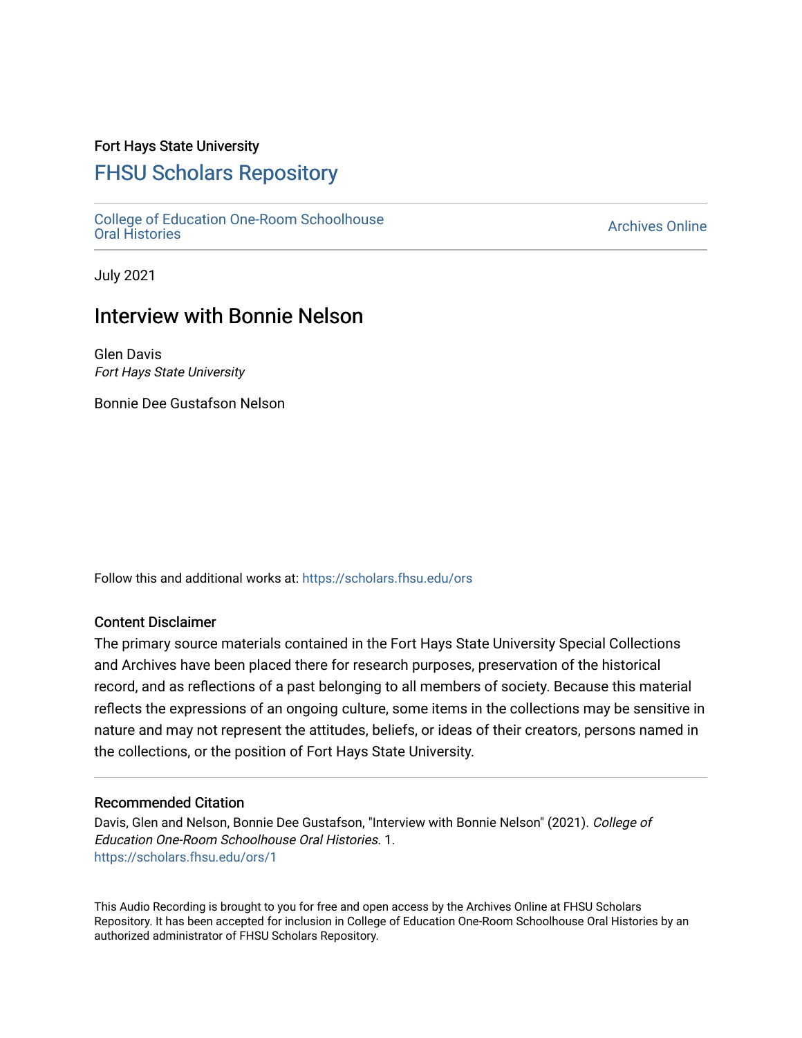Fort Hays State University

# FHSU Scholars Repository

College of Education One-Room Schoolhouse Oral Histories

Archives Online

July 2021

## Interview with Bonnie Nelson

Glen Davis
*Fort Hays State University*

Bonnie Dee Gustafson Nelson

Follow this and additional works at: https://scholars.fhsu.edu/ors

### Content Disclaimer

The primary source materials contained in the Fort Hays State University Special Collections and Archives have been placed there for research purposes, preservation of the historical record, and as reflections of a past belonging to all members of society. Because this material reflects the expressions of an ongoing culture, some items in the collections may be sensitive in nature and may not represent the attitudes, beliefs, or ideas of their creators, persons named in the collections, or the position of Fort Hays State University.

### Recommended Citation

Davis, Glen and Nelson, Bonnie Dee Gustafson, "Interview with Bonnie Nelson" (2021). *College of Education One-Room Schoolhouse Oral Histories*. 1.
https://scholars.fhsu.edu/ors/1

This Audio Recording is brought to you for free and open access by the Archives Online at FHSU Scholars Repository. It has been accepted for inclusion in College of Education One-Room Schoolhouse Oral Histories by an authorized administrator of FHSU Scholars Repository.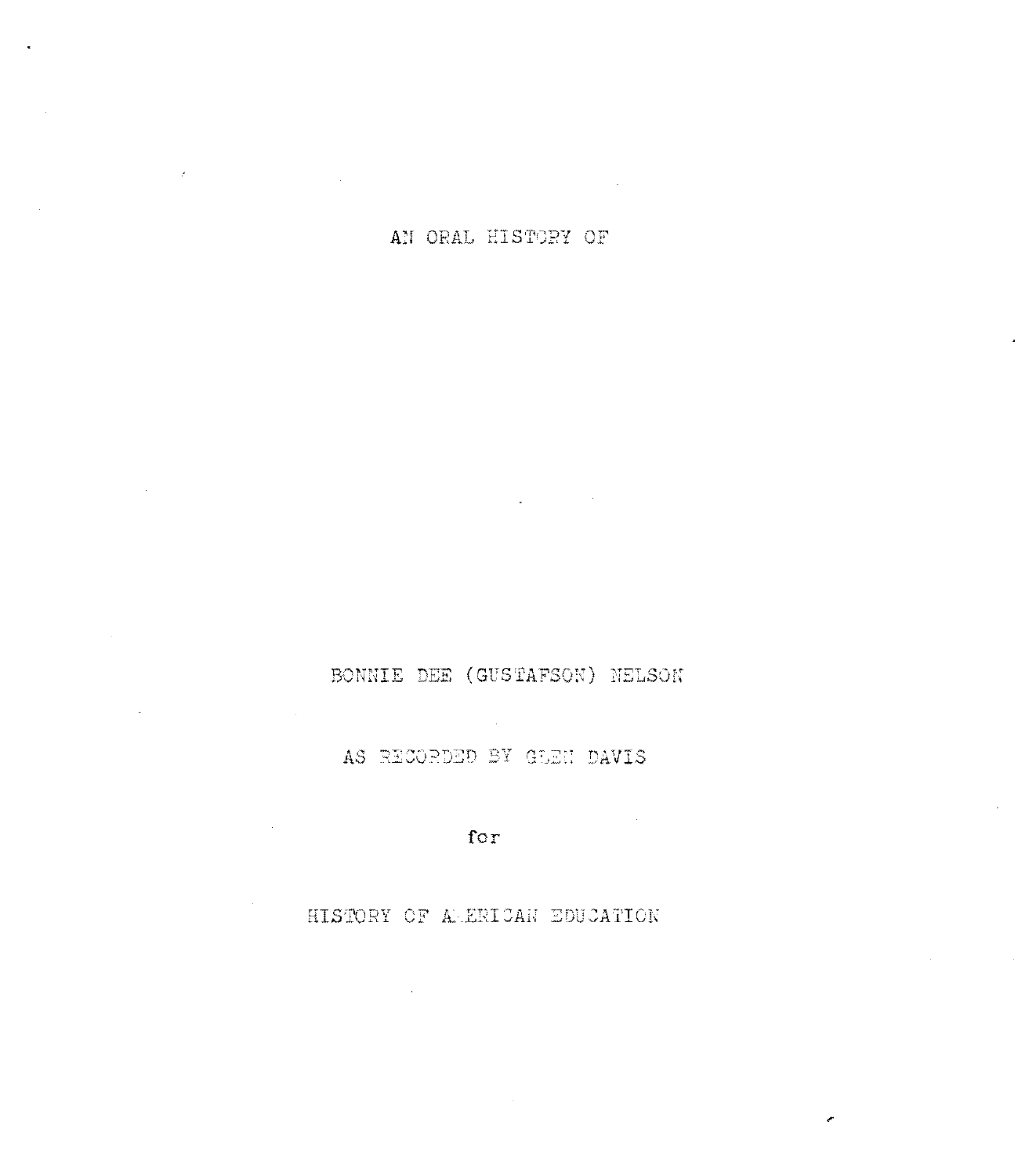AN ORAL HISTORY OF

BONNIE DEE (GUSTAFSON) NELSON

AS RECORDED BY GLEN DAVIS

for

HISTORY OF AMERICAN EDUCATION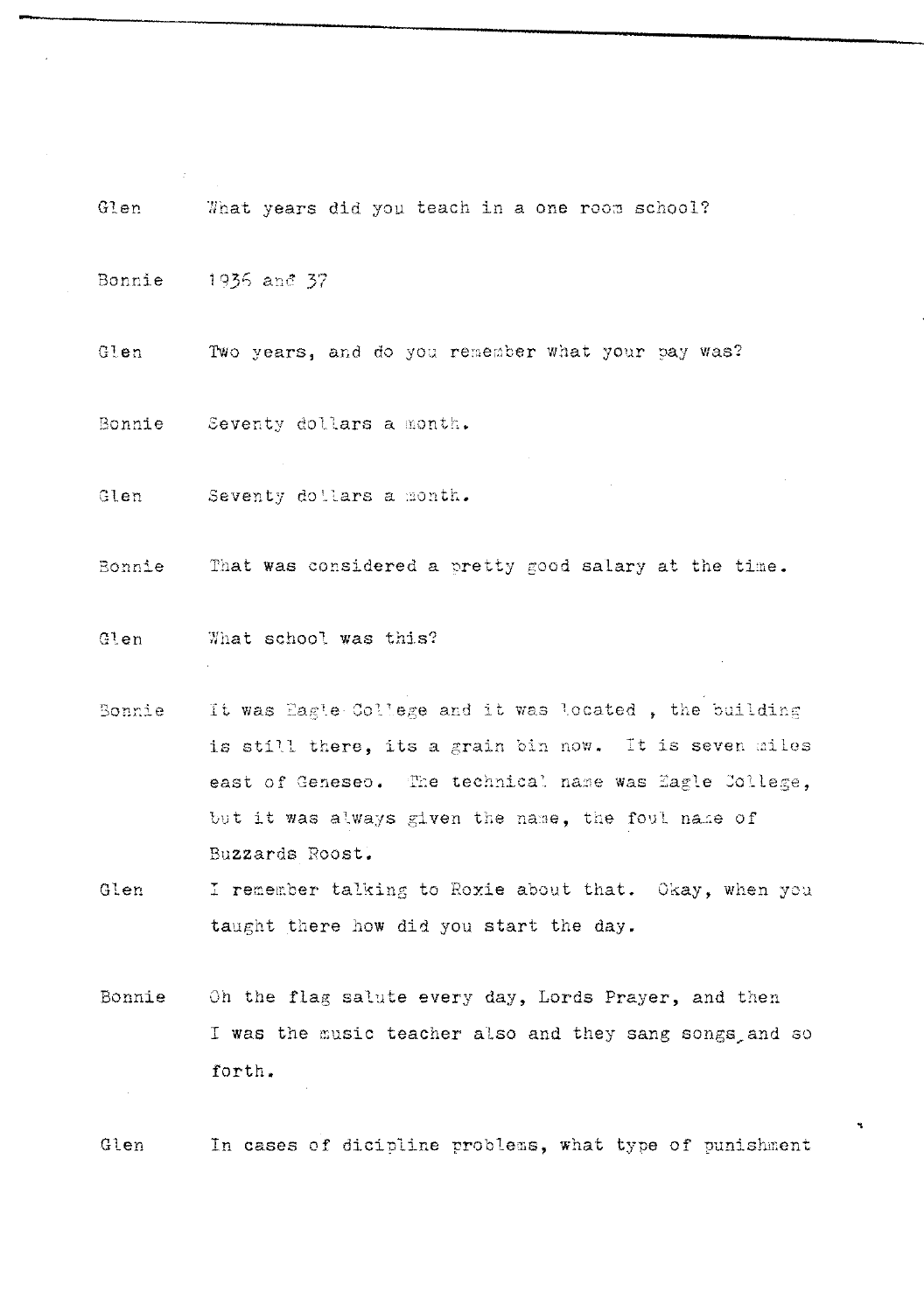Glen What years did you teach in a one room school?

Bonnie 1936 and 37

Glen Two years, and do you remember what your pay was?

Bonnie Seventy dollars a month.

Glen Seventy dollars a month.

Bonnie That was considered a pretty good salary at the time.

Glen What school was this?

Bonnie It was Eagle College and it was located , the building is still there, its a grain bin now. It is seven miles east of Geneseo. The technical name was Eagle College, but it was always given the name, the foul name of Buzzards Roost.

Glen I remember talking to Roxie about that. Okay, when you taught there how did you start the day.

Bonnie Oh the flag salute every day, Lords Prayer, and then I was the music teacher also and they sang songs, and so forth.

Glen In cases of dicipline problems, what type of punishment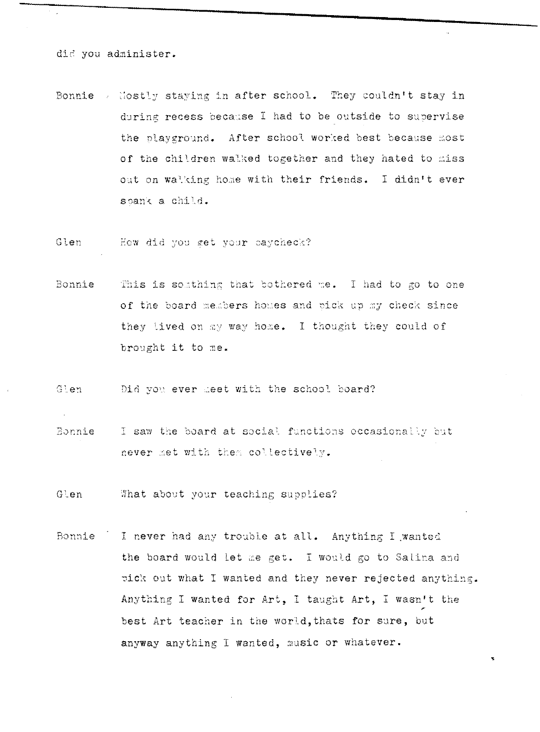did you administer.

Bonnie Mostly staying in after school. They couldn't stay in during recess because I had to be outside to supervise the playground. After school worked best because most of the children walked together and they hated to miss out on walking home with their friends. I didn't ever spank a child.

Glen How did you get your paycheck?

Bonnie This is somthing that bothered me. I had to go to one of the board members homes and pick up my check since they lived on my way home. I thought they could of brought it to me.

Glen Did you ever meet with the school board?

Bonnie I saw the board at social functions occasionally but never met with them collectively.

Glen What about your teaching supplies?

Bonnie I never had any trouble at all. Anything I wanted the board would let me get. I would go to Salina and pick out what I wanted and they never rejected anything. Anything I wanted for Art, I taught Art, I wasn't the best Art teacher in the world,thats for sure, but anyway anything I wanted, music or whatever.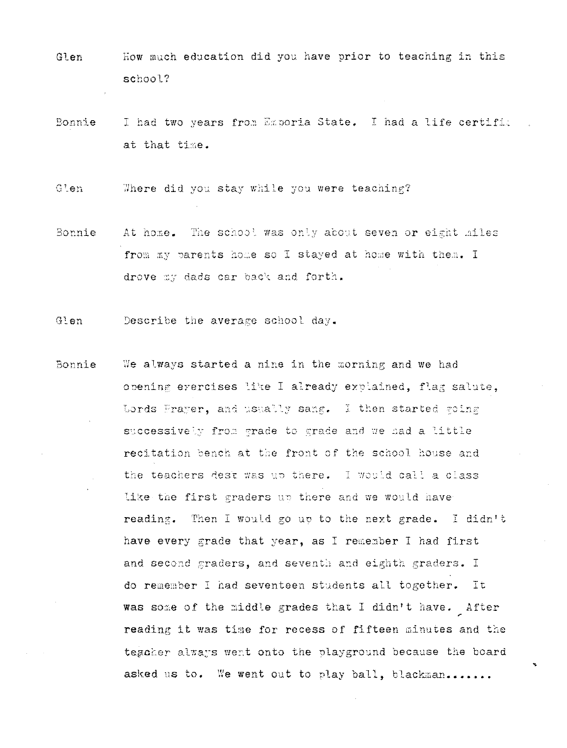Glen How much education did you have prior to teaching in this school?

Bonnie I had two years from Emporia State. I had a life certific at that time.

Glen Where did you stay while you were teaching?

Bonnie At home. The school was only about seven or eight miles from my parents home so I stayed at home with them. I drove my dads car back and forth.

Glen Describe the average school day.

Bonnie We always started a nine in the morning and we had opening exercises like I already explained, flag salute, Lords Prayer, and usually sang. I then started going successively from grade to grade and we had a little recitation bench at the front of the school house and the teachers desk was up there. I would call a class like the first graders up there and we would have reading. Then I would go up to the next grade. I didn't have every grade that year, as I remember I had first and second graders, and seventh and eighth graders. I do remember I had seventeen students all together. It was some of the middle grades that I didn't have. After reading it was time for recess of fifteen minutes and the teacher always went onto the playground because the board asked us to. We went out to play ball, blackman.......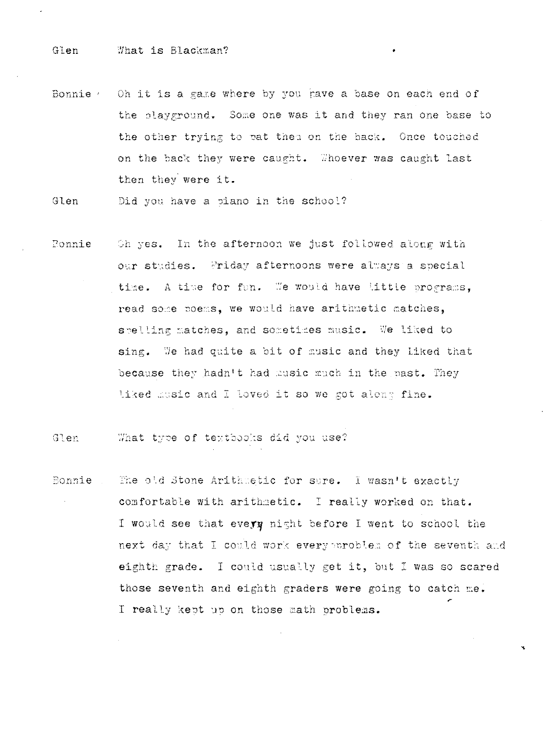Glen What is Blackman?

Bonnie Oh it is a game where by you have a base on each end of the playground. Some one was it and they ran one base to the other trying to pat them on the back. Once touched on the back they were caught. Whoever was caught last then they were it.

Glen Did you have a piano in the school?

Bonnie Oh yes. In the afternoon we just followed along with our studies. Friday afternoons were always a special time. A time for fun. We would have little programs, read some poems, we would have arithmetic matches, spelling matches, and sometimes music. We liked to sing. We had quite a bit of music and they liked that because they hadn't had music much in the past. They liked music and I loved it so we got along fine.

Glen What type of textbooks did you use?

Bonnie The old Stone Arithmetic for sure. I wasn't exactly comfortable with arithmetic. I really worked on that. I would see that every night before I went to school the next day that I could work every problem of the seventh and eighth grade. I could usually get it, but I was so scared those seventh and eighth graders were going to catch me. I really kept up on those math problems.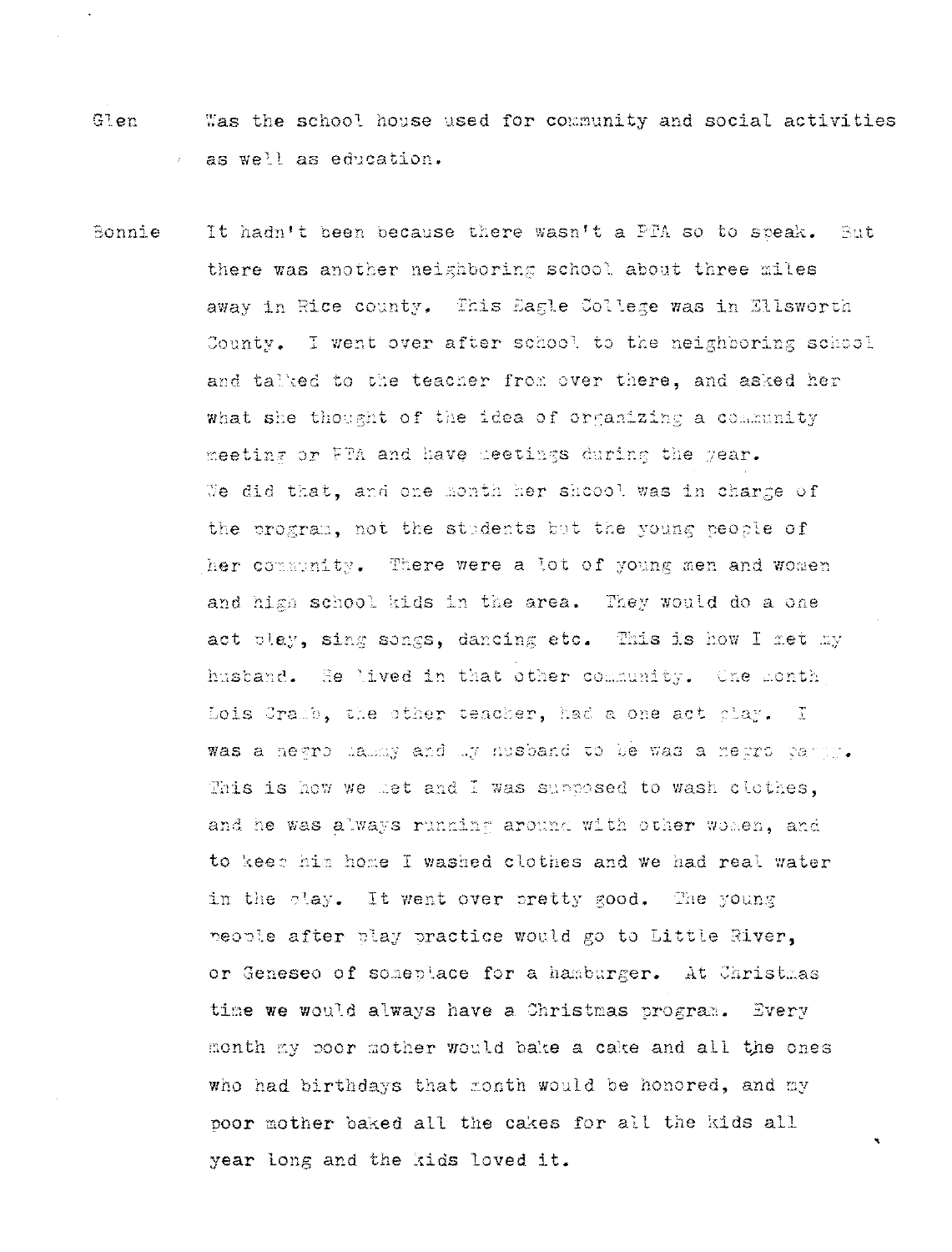Glen Was the school house used for community and social activities as well as education.

Bonnie It hadn't been because there wasn't a PTA so to speak. But there was another neighboring school about three miles away in Rice county. This Eagle College was in Ellsworth County. I went over after school to the neighboring school and talked to the teacher from over there, and asked her what she thought of the idea of organizing a community meeting or PTA and have meetings during the year. We did that, and one month her shcool was in charge of the program, not the students but the young people of her community. There were a lot of young men and women and high school kids in the area. They would do a one act play, sing songs, dancing etc. This is how I met my husband. He lived in that other community. One month Lois Crabb, the other teacher, had a one act play. I was a negro mammy and my husband to be was a negro pappy. This is how we met and I was supposed to wash clothes, and he was always running around with other women, and to keep him home I washed clothes and we had real water in the play. It went over pretty good. The young people after play practice would go to Little River, or Geneseo of someplace for a hamburger. At Christmas time we would always have a Christmas program. Every month my poor mother would bake a cake and all the ones who had birthdays that month would be honored, and my poor mother baked all the cakes for all the kids all year long and the kids loved it.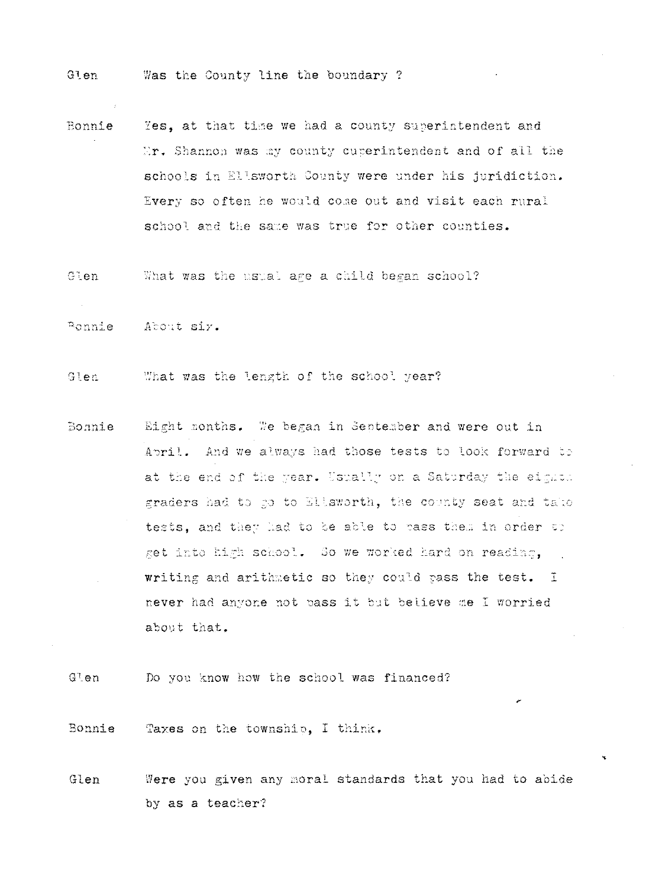Glen Was the County line the boundary ?

Bonnie Yes, at that time we had a county superintendent and Mr. Shannon was my county superintendent and of all the schools in Ellsworth County were under his juridiction. Every so often he would come out and visit each rural school and the same was true for other counties.

Glen What was the usual age a child began school?

Bonnie About six.

Glen What was the length of the school year?

Bonnie Eight months. We began in September and were out in April. And we always had those tests to look forward to at the end of the year. Usually on a Saturday the eighth graders had to go to Ellsworth, the county seat and take tests, and they had to be able to pass them in order to get into high school. So we worked hard on reading, writing and arithmetic so they could pass the test. I never had anyone not pass it but believe me I worried about that.

Glen Do you know how the school was financed?

Bonnie Taxes on the township, I think.

Glen Were you given any moral standards that you had to abide by as a teacher?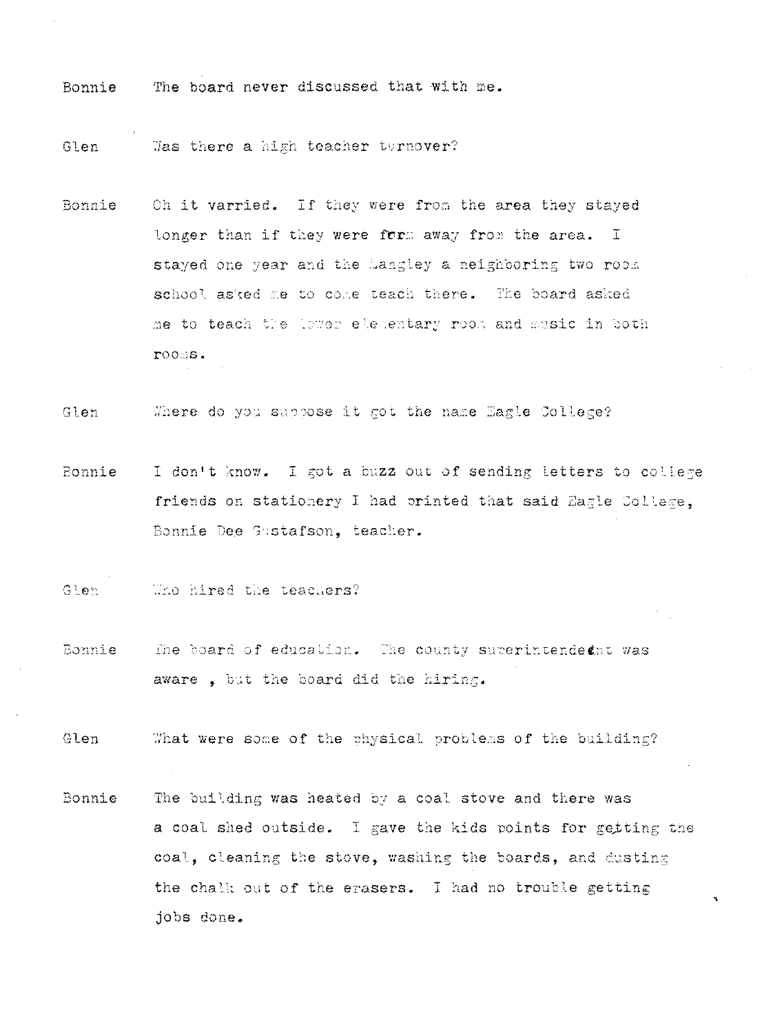Bonnie The board never discussed that with me.

Glen Was there a high teacher turnover?

Bonnie Oh it varried. If they were from the area they stayed longer than if they were form away from the area. I stayed one year and the Langley a neighboring two room school asked me to come teach there. The board asked me to teach the lower elementary room and music in both rooms.

Glen Where do you suppose it got the name Eagle College?

Bonnie I don't know. I got a buzz out of sending letters to college friends on stationery I had printed that said Eagle College, Bonnie Dee Gustafson, teacher.

Glen Who hired the teachers?

Bonnie The board of education. The county superintendent was aware , but the board did the hiring.

Glen What were some of the physical problems of the building?

Bonnie The building was heated by a coal stove and there was a coal shed outside. I gave the kids points for getting the coal, cleaning the stove, washing the boards, and dusting the chalk out of the erasers. I had no trouble getting jobs done.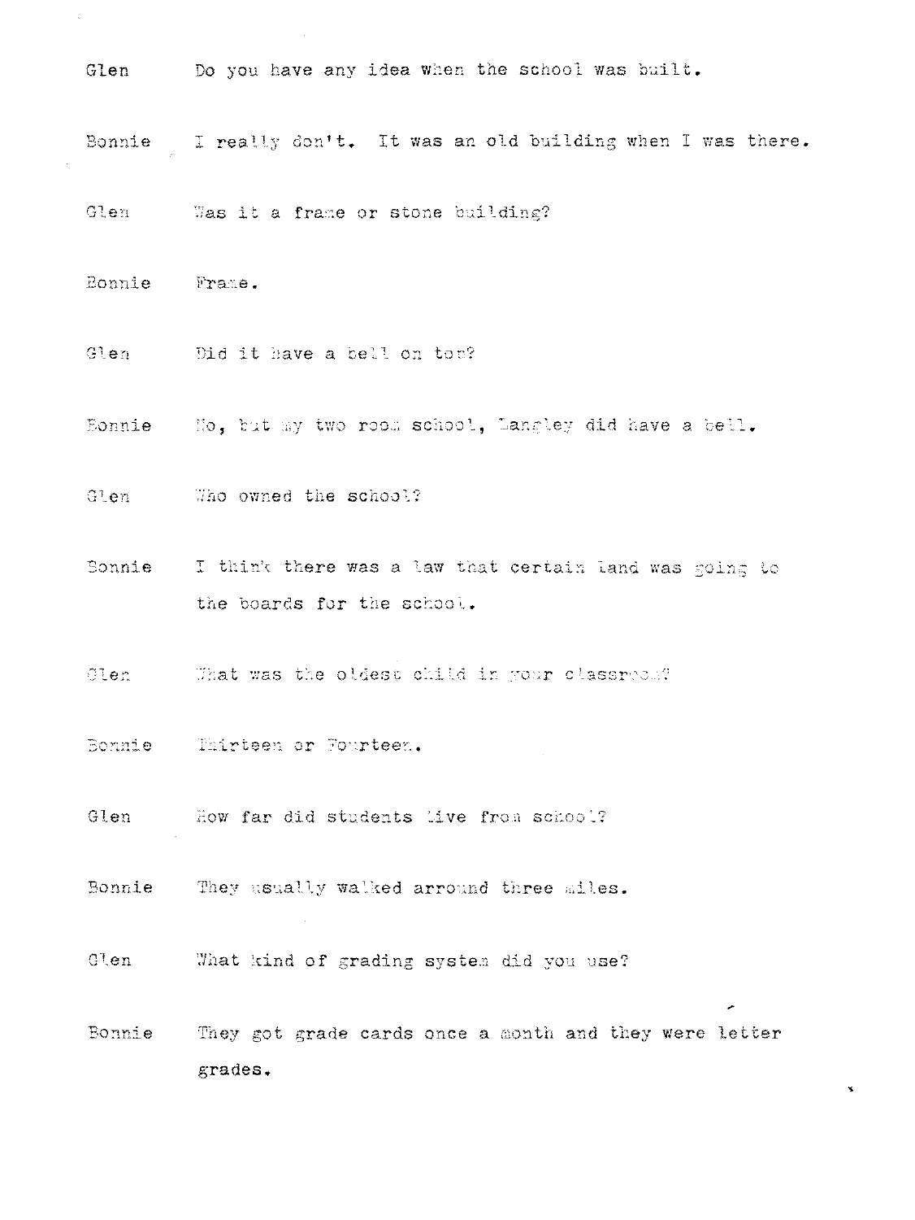Glen Do you have any idea when the school was built.

Bonnie I really don't. It was an old building when I was there.

Glen Was it a frame or stone building?

Bonnie Frame.

Glen Did it have a bell on top?

Bonnie No, but my two room school, Langley did have a bell.

Glen Who owned the school?

Bonnie I think there was a law that certain land was going to the boards for the school.

Glen What was the oldest child in your classroom?

Bonnie Thirteen or Fourteen.

Glen How far did students live from school?

Bonnie They usually walked arround three miles.

Glen What kind of grading system did you use?

Bonnie They got grade cards once a month and they were letter grades.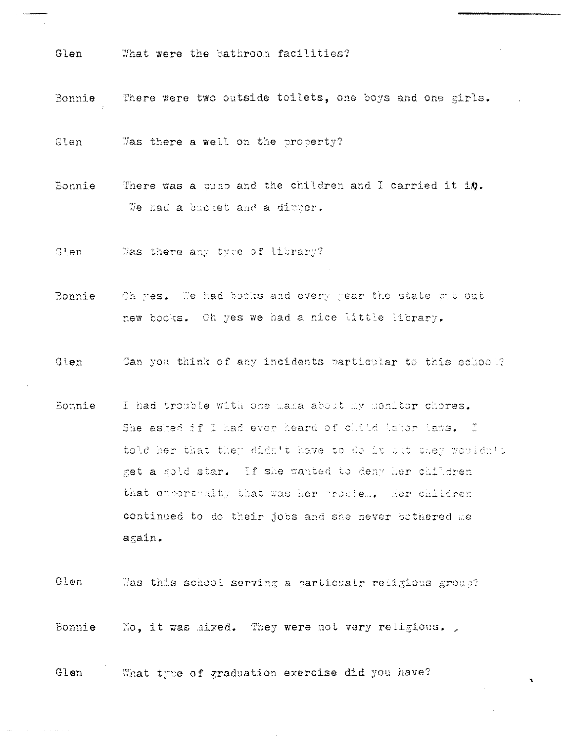Glen What were the bathroom facilities?

Bonnie There were two outside toilets, one boys and one girls.

Glen Was there a well on the property?

Bonnie There was a pump and the children and I carried it in. We had a bucket and a dipper.

Glen Was there any type of library?

Bonnie Oh yes. We had books and every year the state put out new books. Oh yes we had a nice little library.

Glen Can you think of any incidents particular to this school?

Bonnie I had trouble with one mama about my monitor chores. She asked if I had ever heard of child labor laws. I told her that they didn't have to do it but they wouldn't get a gold star. If she wanted to deny her children that opportunity that was her problem. Her children continued to do their jobs and she never bothered me again.

Glen Was this school serving a particualr religious group?

Bonnie No, it was mixed. They were not very religious.

Glen What type of graduation exercise did you have?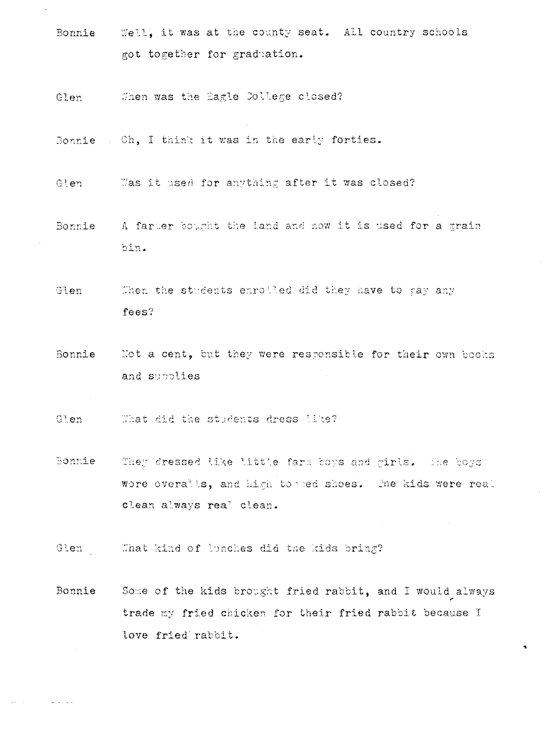Bonnie Well, it was at the county seat. All country schools got together for graduation.

Glen When was the Eagle College closed?

Bonnie Oh, I think it was in the early forties.

Glen Was it used for anything after it was closed?

Bonnie A farmer bought the land and now it is used for a grain bin.

Glen When the students enrolled did they have to pay any fees?

Bonnie Not a cent, but they were responsible for their own books and supplies

Glen What did the students dress like?

Bonnie They dressed like little farm boys and girls. The boys wore overalls, and high topped shoes. The kids were real clean always real clean.

Glen What kind of lunches did the kids bring?

Bonnie Some of the kids brought fried rabbit, and I would always trade my fried chicken for their fried rabbit because I love fried rabbit.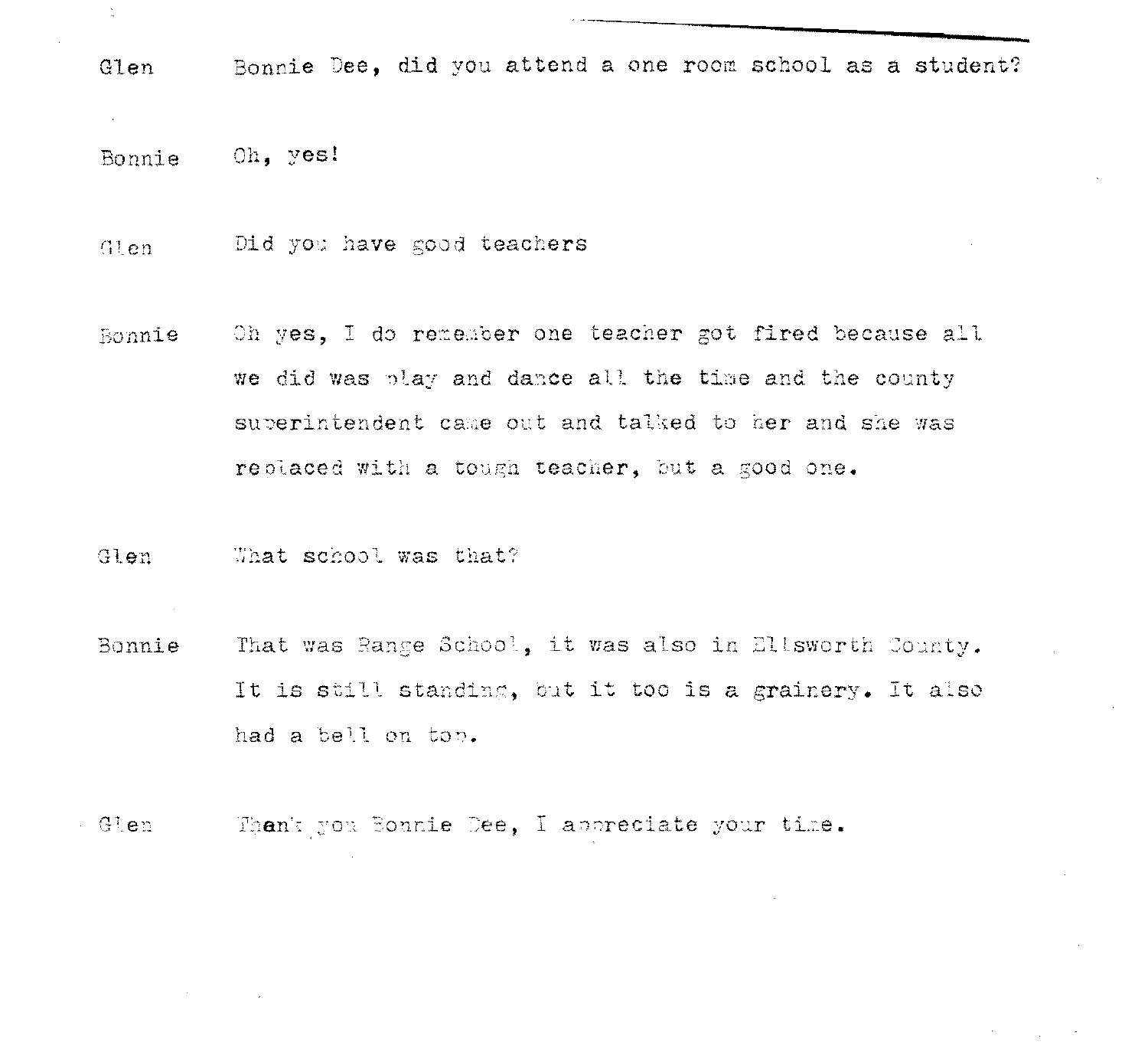Glen Bonnie Dee, did you attend a one room school as a student?

Bonnie Oh, yes!

Glen Did you have good teachers

Bonnie Oh yes, I do remember one teacher got fired because all we did was play and dance all the time and the county superintendent came out and talked to her and she was replaced with a tough teacher, but a good one.

Glen What school was that?

Bonnie That was Range School, it was also in Ellsworth County. It is still standing, but it too is a grainery. It also had a bell on top.

Glen Thank you Bonnie Dee, I appreciate your time.